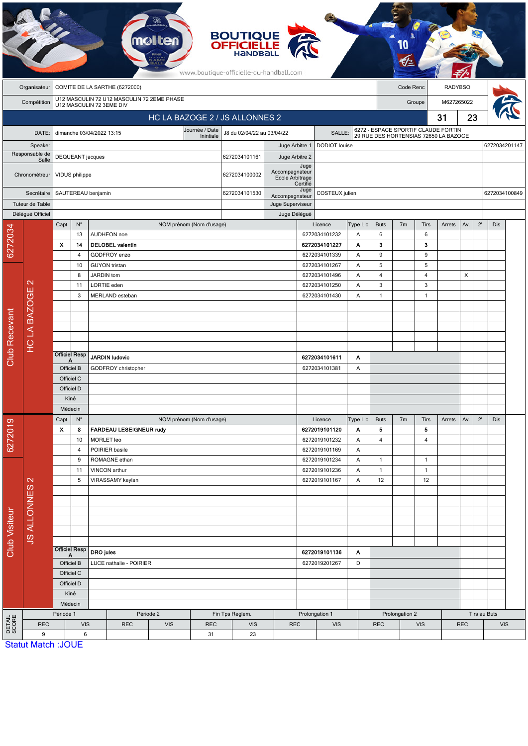BOUTIQUE OFFICIELLE HANDBALL

www.boutique-officielle-du-handball.com

| Organisateur | COMITE DE LA SARTHE (6272000) | Code Renc | RADYBSO |
|---|---|---|---|
| Compétition | U12 MASCULIN 72 U12 MASCULIN 72 2EME PHASE U12 MASCULIN 72 3EME DIV | Groupe | M627265022 |

## HC LA BAZOGE 2 / JS ALLONNES 2 — 31 | 23

| DATE: | dimanche 03/04/2022 13:15 | Journée / Date Inintiale | J8 du 02/04/22 au 03/04/22 | SALLE: | 6272 - ESPACE SPORTIF CLAUDE FORTIN 29 RUE DES HORTENSIAS 72650 LA BAZOGE |
|---|---|---|---|---|---|

| Rôle | Nom | Licence | Rôle | Nom | Licence |
|---|---|---|---|---|---|
| Speaker | | | Juge Arbitre 1 | DODIOT louise | 6272034201147 |
| Responsable de Salle | DEQUEANT jacques | 6272034101161 | Juge Arbitre 2 | | |
| Chronométreur | VIDUS philippe | 6272034100002 | Juge Accompagnateur Ecole Arbitrage Certifié | | |
| Secrétaire | SAUTEREAU benjamin | 6272034101530 | Juge Accompagnateur | COSTEUX julien | 6272034100849 |
| Tuteur de Table | | | Juge Superviseur | | |
| Délégué Officiel | | | Juge Délégué | | |

### Club Recevant — 6272034 — HC LA BAZOGE 2

| Capt | N° | NOM prénom (Nom d'usage) | Licence | Type Lic | Buts | 7m | Tirs | Arrets | Av. | 2' | Dis |
|---|---|---|---|---|---|---|---|---|---|---|---|
| | 13 | AUDHEON noe | 6272034101232 | A | 6 | | 6 | | | | |
| X | **14** | **DELOBEL valentin** | **6272034101227** | **A** | **3** | | **3** | | | | |
| | 4 | GODFROY enzo | 6272034101339 | A | 9 | | 9 | | | | |
| | 10 | GUYON tristan | 6272034101267 | A | 5 | | 5 | | | | |
| | 8 | JARDIN tom | 6272034101496 | A | 4 | | 4 | | X | | |
| | 11 | LORTIE eden | 6272034101250 | A | 3 | | 3 | | | | |
| | 3 | MERLAND esteban | 6272034101430 | A | 1 | | 1 | | | | |
| Officiel Resp A | | **JARDIN ludovic** | **6272034101611** | **A** | | | | | | | |
| Officiel B | | GODFROY christopher | 6272034101381 | A | | | | | | | |
| Officiel C | | | | | | | | | | | |
| Officiel D | | | | | | | | | | | |
| Kiné | | | | | | | | | | | |
| Médecin | | | | | | | | | | | |

### Club Visiteur — 6272019 — JS ALLONNES 2

| Capt | N° | NOM prénom (Nom d'usage) | Licence | Type Lic | Buts | 7m | Tirs | Arrets | Av. | 2' | Dis |
|---|---|---|---|---|---|---|---|---|---|---|---|
| X | **8** | **FARDEAU LESEIGNEUR rudy** | **6272019101120** | **A** | **5** | | **5** | | | | |
| | 10 | MORLET leo | 6272019101232 | A | 4 | | 4 | | | | |
| | 4 | POIRIER basile | 6272019101169 | A | | | | | | | |
| | 9 | ROMAGNE ethan | 6272019101234 | A | 1 | | 1 | | | | |
| | 11 | VINCON arthur | 6272019101236 | A | 1 | | 1 | | | | |
| | 5 | VIRASSAMY keylan | 6272019101167 | A | 12 | | 12 | | | | |
| Officiel Resp A | | **DRO jules** | **6272019101136** | **A** | | | | | | | |
| Officiel B | | LUCE nathalie - POIRIER | 6272019201267 | D | | | | | | | |
| Officiel C | | | | | | | | | | | |
| Officiel D | | | | | | | | | | | |
| Kiné | | | | | | | | | | | |
| Médecin | | | | | | | | | | | |

### DETAIL SCORE

| Période 1 | | Période 2 | | Fin Tps Reglem. | | Prolongation 1 | | Prolongation 2 | | Tirs au Buts | |
|---|---|---|---|---|---|---|---|---|---|---|---|
| REC | VIS | REC | VIS | REC | VIS | REC | VIS | REC | VIS | REC | VIS |
| 9 | 6 | | | 31 | 23 | | | | | | |

Statut Match :JOUE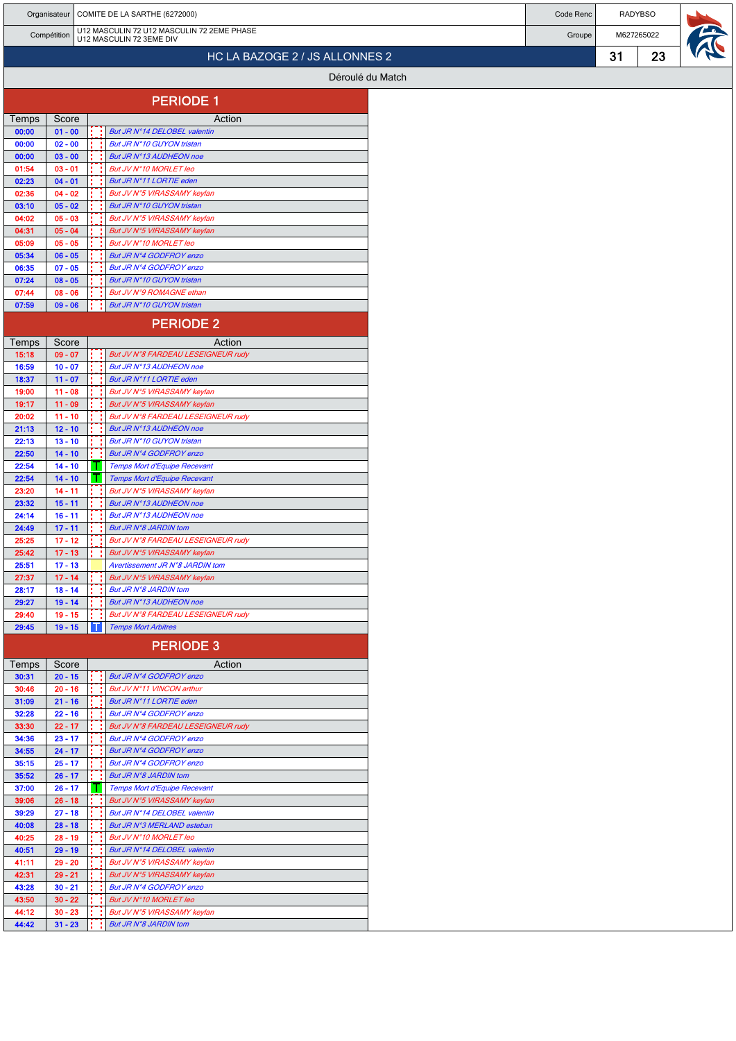| Organisateur | COMITE DE LA SARTHE (6272000) | Code Renc | RADYBSO |
|---|---|---|---|
| Compétition | U12 MASCULIN 72 U12 MASCULIN 72 2EME PHASE U12 MASCULIN 72 3EME DIV | Groupe | M627265022 |

## HC LA BAZOGE 2 / JS ALLONNES 2 — 31 / 23

Déroulé du Match

### PERIODE 1

| Temps | Score | Action |
|---|---|---|
| 00:00 | 01 - 00 | But JR N°14 DELOBEL valentin |
| 00:00 | 02 - 00 | But JR N°10 GUYON tristan |
| 00:00 | 03 - 00 | But JR N°13 AUDHEON noe |
| 01:54 | 03 - 01 | But JV N°10 MORLET leo |
| 02:23 | 04 - 01 | But JR N°11 LORTIE eden |
| 02:36 | 04 - 02 | But JV N°5 VIRASSAMY keylan |
| 03:10 | 05 - 02 | But JR N°10 GUYON tristan |
| 04:02 | 05 - 03 | But JV N°5 VIRASSAMY keylan |
| 04:31 | 05 - 04 | But JV N°5 VIRASSAMY keylan |
| 05:09 | 05 - 05 | But JV N°10 MORLET leo |
| 05:34 | 06 - 05 | But JR N°4 GODFROY enzo |
| 06:35 | 07 - 05 | But JR N°4 GODFROY enzo |
| 07:24 | 08 - 05 | But JR N°10 GUYON tristan |
| 07:44 | 08 - 06 | But JV N°9 ROMAGNE ethan |
| 07:59 | 09 - 06 | But JR N°10 GUYON tristan |

### PERIODE 2

| Temps | Score | Action |
|---|---|---|
| 15:18 | 09 - 07 | But JV N°8 FARDEAU LESEIGNEUR rudy |
| 16:59 | 10 - 07 | But JR N°13 AUDHEON noe |
| 18:37 | 11 - 07 | But JR N°11 LORTIE eden |
| 19:00 | 11 - 08 | But JV N°5 VIRASSAMY keylan |
| 19:17 | 11 - 09 | But JV N°5 VIRASSAMY keylan |
| 20:02 | 11 - 10 | But JV N°8 FARDEAU LESEIGNEUR rudy |
| 21:13 | 12 - 10 | But JR N°13 AUDHEON noe |
| 22:13 | 13 - 10 | But JR N°10 GUYON tristan |
| 22:50 | 14 - 10 | But JR N°4 GODFROY enzo |
| 22:54 | 14 - 10 | Temps Mort d'Equipe Recevant |
| 22:54 | 14 - 10 | Temps Mort d'Equipe Recevant |
| 23:20 | 14 - 11 | But JV N°5 VIRASSAMY keylan |
| 23:32 | 15 - 11 | But JR N°13 AUDHEON noe |
| 24:14 | 16 - 11 | But JR N°13 AUDHEON noe |
| 24:49 | 17 - 11 | But JR N°8 JARDIN tom |
| 25:25 | 17 - 12 | But JV N°8 FARDEAU LESEIGNEUR rudy |
| 25:42 | 17 - 13 | But JV N°5 VIRASSAMY keylan |
| 25:51 | 17 - 13 | Avertissement JR N°8 JARDIN tom |
| 27:37 | 17 - 14 | But JV N°5 VIRASSAMY keylan |
| 28:17 | 18 - 14 | But JR N°8 JARDIN tom |
| 29:27 | 19 - 14 | But JR N°13 AUDHEON noe |
| 29:40 | 19 - 15 | But JV N°8 FARDEAU LESEIGNEUR rudy |
| 29:45 | 19 - 15 | Temps Mort Arbitres |

### PERIODE 3

| Temps | Score | Action |
|---|---|---|
| 30:31 | 20 - 15 | But JR N°4 GODFROY enzo |
| 30:46 | 20 - 16 | But JV N°11 VINCON arthur |
| 31:09 | 21 - 16 | But JR N°11 LORTIE eden |
| 32:28 | 22 - 16 | But JR N°4 GODFROY enzo |
| 33:30 | 22 - 17 | But JV N°8 FARDEAU LESEIGNEUR rudy |
| 34:36 | 23 - 17 | But JR N°4 GODFROY enzo |
| 34:55 | 24 - 17 | But JR N°4 GODFROY enzo |
| 35:15 | 25 - 17 | But JR N°4 GODFROY enzo |
| 35:52 | 26 - 17 | But JR N°8 JARDIN tom |
| 37:00 | 26 - 17 | Temps Mort d'Equipe Recevant |
| 39:06 | 26 - 18 | But JV N°5 VIRASSAMY keylan |
| 39:29 | 27 - 18 | But JR N°14 DELOBEL valentin |
| 40:08 | 28 - 18 | But JR N°3 MERLAND esteban |
| 40:25 | 28 - 19 | But JV N°10 MORLET leo |
| 40:51 | 29 - 19 | But JR N°14 DELOBEL valentin |
| 41:11 | 29 - 20 | But JV N°5 VIRASSAMY keylan |
| 42:31 | 29 - 21 | But JV N°5 VIRASSAMY keylan |
| 43:28 | 30 - 21 | But JR N°4 GODFROY enzo |
| 43:50 | 30 - 22 | But JV N°10 MORLET leo |
| 44:12 | 30 - 23 | But JV N°5 VIRASSAMY keylan |
| 44:42 | 31 - 23 | But JR N°8 JARDIN tom |